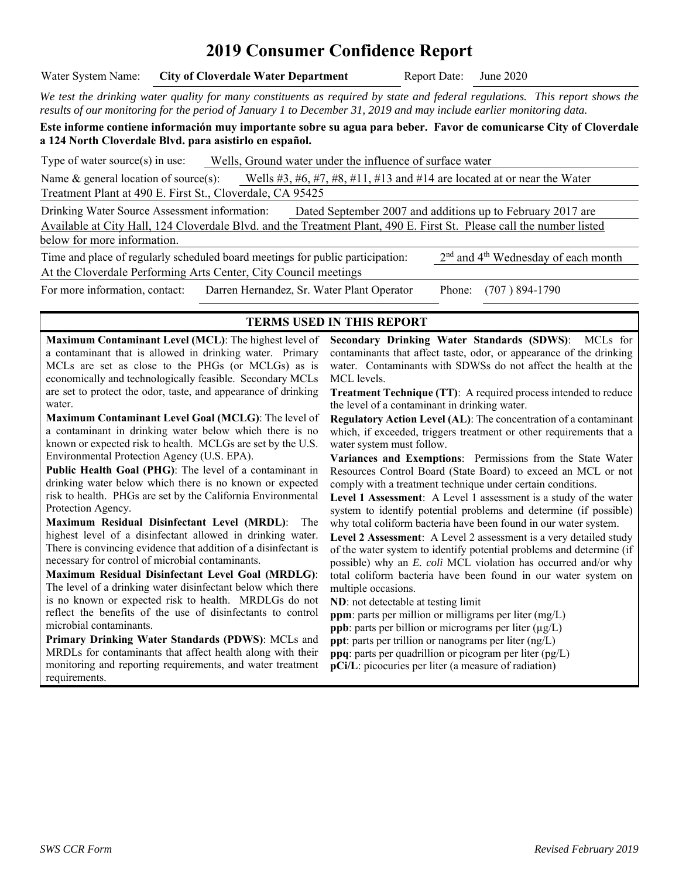# 2019 Consumer Confidence Report

Water System Name: **City of Cloverdale Water Department** Report Date: June 2020

*We test the drinking water quality for many constituents as required by state and federal regulations. This report shows the results of our monitoring for the period of January 1 to December 31, 2019 and may include earlier monitoring data.*

**Este informe contiene información muy importante sobre su agua para beber. Favor de comunicarse City of Cloverdale a 124 North Cloverdale Blvd. para asistirlo en español.**

Type of water source(s) in use: Wells, Ground water under the influence of surface water

Name & general location of source(s): Wells #3, #6, #7, #8, #11, #13 and #14 are located at or near the Water Treatment Plant at 490 E. First St., Cloverdale, CA 95425

Drinking Water Source Assessment information: Dated September 2007 and additions up to February 2017 are Available at City Hall, 124 Cloverdale Blvd. and the Treatment Plant, 490 E. First St. Please call the number listed below for more information.

Time and place of regularly scheduled board meetings for public participation: 2nd and 4th Wednesday of each month At the Cloverdale Performing Arts Center, City Council meetings

For more information, contact: Darren Hernandez, Sr. Water Plant Operator Phone: (707 ) 894-1790

## TERMS USED IN THIS REPORT

**Maximum Contaminant Level (MCL)**: The highest level of a contaminant that is allowed in drinking water. Primary MCLs are set as close to the PHGs (or MCLGs) as is economically and technologically feasible. Secondary MCLs are set to protect the odor, taste, and appearance of drinking water.

**Maximum Contaminant Level Goal (MCLG)**: The level of a contaminant in drinking water below which there is no known or expected risk to health. MCLGs are set by the U.S. Environmental Protection Agency (U.S. EPA).

**Public Health Goal (PHG)**: The level of a contaminant in drinking water below which there is no known or expected risk to health. PHGs are set by the California Environmental Protection Agency.

**Maximum Residual Disinfectant Level (MRDL)**: The highest level of a disinfectant allowed in drinking water. There is convincing evidence that addition of a disinfectant is necessary for control of microbial contaminants.

**Maximum Residual Disinfectant Level Goal (MRDLG)**: The level of a drinking water disinfectant below which there is no known or expected risk to health. MRDLGs do not reflect the benefits of the use of disinfectants to control microbial contaminants.

**Primary Drinking Water Standards (PDWS)**: MCLs and MRDLs for contaminants that affect health along with their monitoring and reporting requirements, and water treatment requirements.

**Secondary Drinking Water Standards (SDWS)**: MCLs for contaminants that affect taste, odor, or appearance of the drinking water. Contaminants with SDWSs do not affect the health at the MCL levels.

**Treatment Technique (TT)**: A required process intended to reduce the level of a contaminant in drinking water.

**Regulatory Action Level (AL)**: The concentration of a contaminant which, if exceeded, triggers treatment or other requirements that a water system must follow.

**Variances and Exemptions**: Permissions from the State Water Resources Control Board (State Board) to exceed an MCL or not comply with a treatment technique under certain conditions.

**Level 1 Assessment**: A Level 1 assessment is a study of the water system to identify potential problems and determine (if possible) why total coliform bacteria have been found in our water system.

**Level 2 Assessment**: A Level 2 assessment is a very detailed study of the water system to identify potential problems and determine (if possible) why an *E. coli* MCL violation has occurred and/or why total coliform bacteria have been found in our water system on multiple occasions.

**ND**: not detectable at testing limit

**ppm**: parts per million or milligrams per liter (mg/L)

**ppb**: parts per billion or micrograms per liter (μg/L)

**ppt**: parts per trillion or nanograms per liter (ng/L)

**ppq**: parts per quadrillion or picogram per liter (pg/L)

**pCi/L**: picocuries per liter (a measure of radiation)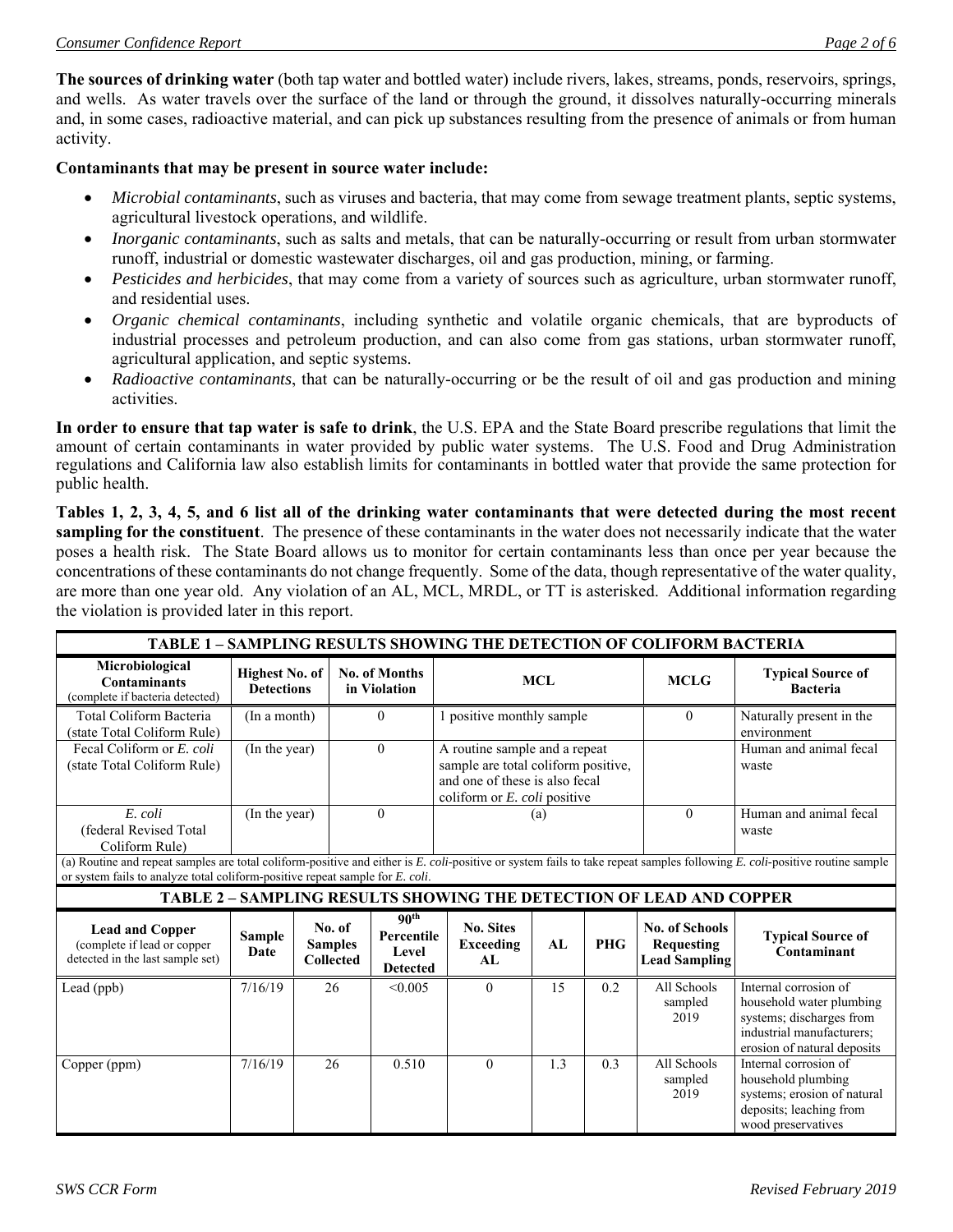**The sources of drinking water** (both tap water and bottled water) include rivers, lakes, streams, ponds, reservoirs, springs, and wells. As water travels over the surface of the land or through the ground, it dissolves naturally-occurring minerals and, in some cases, radioactive material, and can pick up substances resulting from the presence of animals or from human activity.

**Contaminants that may be present in source water include:**

- *Microbial contaminants*, such as viruses and bacteria, that may come from sewage treatment plants, septic systems, agricultural livestock operations, and wildlife.
- *Inorganic contaminants*, such as salts and metals, that can be naturally-occurring or result from urban stormwater runoff, industrial or domestic wastewater discharges, oil and gas production, mining, or farming.
- *Pesticides and herbicides*, that may come from a variety of sources such as agriculture, urban stormwater runoff, and residential uses.
- *Organic chemical contaminants*, including synthetic and volatile organic chemicals, that are byproducts of industrial processes and petroleum production, and can also come from gas stations, urban stormwater runoff, agricultural application, and septic systems.
- *Radioactive contaminants*, that can be naturally-occurring or be the result of oil and gas production and mining activities.

**In order to ensure that tap water is safe to drink**, the U.S. EPA and the State Board prescribe regulations that limit the amount of certain contaminants in water provided by public water systems. The U.S. Food and Drug Administration regulations and California law also establish limits for contaminants in bottled water that provide the same protection for public health.

**Tables 1, 2, 3, 4, 5, and 6 list all of the drinking water contaminants that were detected during the most recent sampling for the constituent**. The presence of these contaminants in the water does not necessarily indicate that the water poses a health risk. The State Board allows us to monitor for certain contaminants less than once per year because the concentrations of these contaminants do not change frequently. Some of the data, though representative of the water quality, are more than one year old. Any violation of an AL, MCL, MRDL, or TT is asterisked. Additional information regarding the violation is provided later in this report.

**TABLE 1 – SAMPLING RESULTS SHOWING THE DETECTION OF COLIFORM BACTERIA**

| Microbiological Contaminants (complete if bacteria detected) | Highest No. of Detections | No. of Months in Violation | MCL | MCLG | Typical Source of Bacteria |
|---|---|---|---|---|---|
| Total Coliform Bacteria (state Total Coliform Rule) | (In a month) | 0 | 1 positive monthly sample | 0 | Naturally present in the environment |
| Fecal Coliform or *E. coli* (state Total Coliform Rule) | (In the year) | 0 | A routine sample and a repeat sample are total coliform positive, and one of these is also fecal coliform or *E. coli* positive | | Human and animal fecal waste |
| *E. coli* (federal Revised Total Coliform Rule) | (In the year) | 0 | (a) | 0 | Human and animal fecal waste |

(a) Routine and repeat samples are total coliform-positive and either is *E. coli*-positive or system fails to take repeat samples following *E. coli*-positive routine sample or system fails to analyze total coliform-positive repeat sample for *E. coli*.

**TABLE 2 – SAMPLING RESULTS SHOWING THE DETECTION OF LEAD AND COPPER**

| Lead and Copper (complete if lead or copper detected in the last sample set) | Sample Date | No. of Samples Collected | 90th Percentile Level Detected | No. Sites Exceeding AL | AL | PHG | No. of Schools Requesting Lead Sampling | Typical Source of Contaminant |
|---|---|---|---|---|---|---|---|---|
| Lead (ppb) | 7/16/19 | 26 | <0.005 | 0 | 15 | 0.2 | All Schools sampled 2019 | Internal corrosion of household water plumbing systems; discharges from industrial manufacturers; erosion of natural deposits |
| Copper (ppm) | 7/16/19 | 26 | 0.510 | 0 | 1.3 | 0.3 | All Schools sampled 2019 | Internal corrosion of household plumbing systems; erosion of natural deposits; leaching from wood preservatives |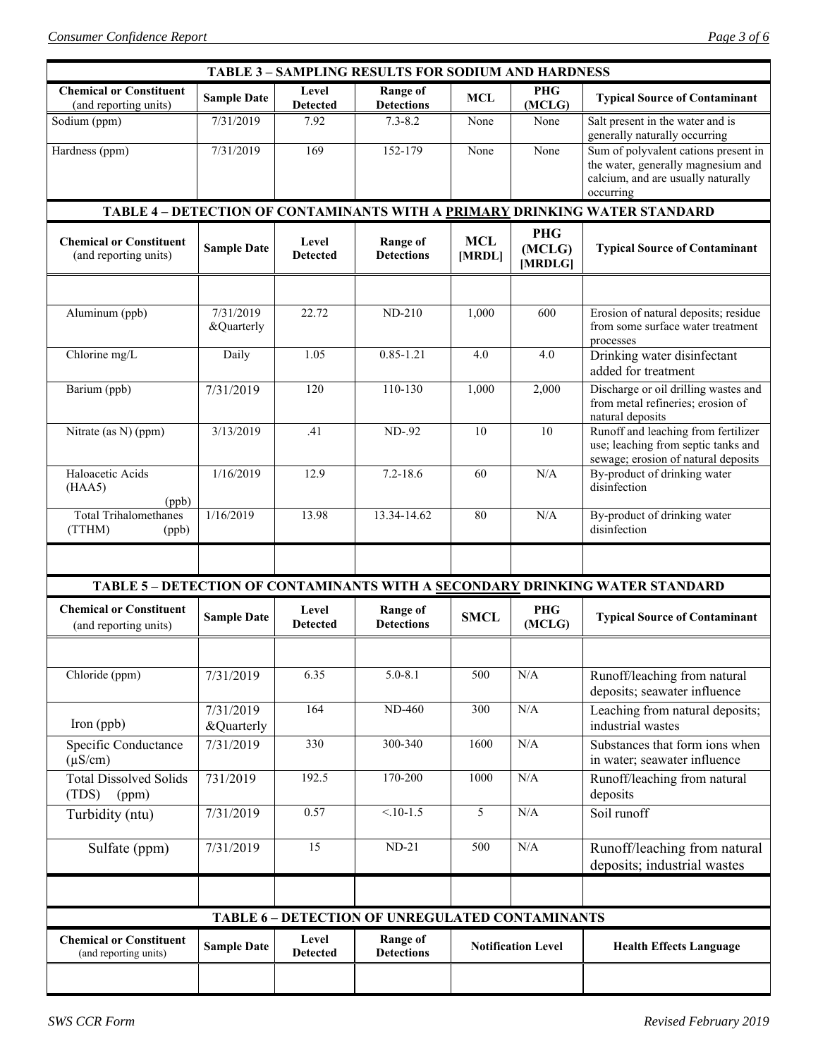## TABLE 3 – SAMPLING RESULTS FOR SODIUM AND HARDNESS

| Chemical or Constituent (and reporting units) | Sample Date | Level Detected | Range of Detections | MCL | PHG (MCLG) | Typical Source of Contaminant |
|---|---|---|---|---|---|---|
| Sodium (ppm) | 7/31/2019 | 7.92 | 7.3-8.2 | None | None | Salt present in the water and is generally naturally occurring |
| Hardness (ppm) | 7/31/2019 | 169 | 152-179 | None | None | Sum of polyvalent cations present in the water, generally magnesium and calcium, and are usually naturally occurring |

## TABLE 4 – DETECTION OF CONTAMINANTS WITH A PRIMARY DRINKING WATER STANDARD

| Chemical or Constituent (and reporting units) | Sample Date | Level Detected | Range of Detections | MCL [MRDL] | PHG (MCLG) [MRDLG] | Typical Source of Contaminant |
|---|---|---|---|---|---|---|
| | | | | | | |
| Aluminum (ppb) | 7/31/2019 &Quarterly | 22.72 | ND-210 | 1,000 | 600 | Erosion of natural deposits; residue from some surface water treatment processes |
| Chlorine mg/L | Daily | 1.05 | 0.85-1.21 | 4.0 | 4.0 | Drinking water disinfectant added for treatment |
| Barium (ppb) | 7/31/2019 | 120 | 110-130 | 1,000 | 2,000 | Discharge or oil drilling wastes and from metal refineries; erosion of natural deposits |
| Nitrate (as N) (ppm) | 3/13/2019 | .41 | ND-.92 | 10 | 10 | Runoff and leaching from fertilizer use; leaching from septic tanks and sewage; erosion of natural deposits |
| Haloacetic Acids (HAA5) (ppb) | 1/16/2019 | 12.9 | 7.2-18.6 | 60 | N/A | By-product of drinking water disinfection |
| Total Trihalomethanes (TTHM) (ppb) | 1/16/2019 | 13.98 | 13.34-14.62 | 80 | N/A | By-product of drinking water disinfection |
| | | | | | | |

## TABLE 5 – DETECTION OF CONTAMINANTS WITH A SECONDARY DRINKING WATER STANDARD

| Chemical or Constituent (and reporting units) | Sample Date | Level Detected | Range of Detections | SMCL | PHG (MCLG) | Typical Source of Contaminant |
|---|---|---|---|---|---|---|
| | | | | | | |
| Chloride (ppm) | 7/31/2019 | 6.35 | 5.0-8.1 | 500 | N/A | Runoff/leaching from natural deposits; seawater influence |
| Iron (ppb) | 7/31/2019 &Quarterly | 164 | ND-460 | 300 | N/A | Leaching from natural deposits; industrial wastes |
| Specific Conductance (μS/cm) | 7/31/2019 | 330 | 300-340 | 1600 | N/A | Substances that form ions when in water; seawater influence |
| Total Dissolved Solids (TDS) (ppm) | 731/2019 | 192.5 | 170-200 | 1000 | N/A | Runoff/leaching from natural deposits |
| Turbidity (ntu) | 7/31/2019 | 0.57 | <.10-1.5 | 5 | N/A | Soil runoff |
| Sulfate (ppm) | 7/31/2019 | 15 | ND-21 | 500 | N/A | Runoff/leaching from natural deposits; industrial wastes |
| | | | | | | |

## TABLE 6 – DETECTION OF UNREGULATED CONTAMINANTS

| Chemical or Constituent (and reporting units) | Sample Date | Level Detected | Range of Detections | Notification Level | Health Effects Language |
|---|---|---|---|---|---|
| | | | | | |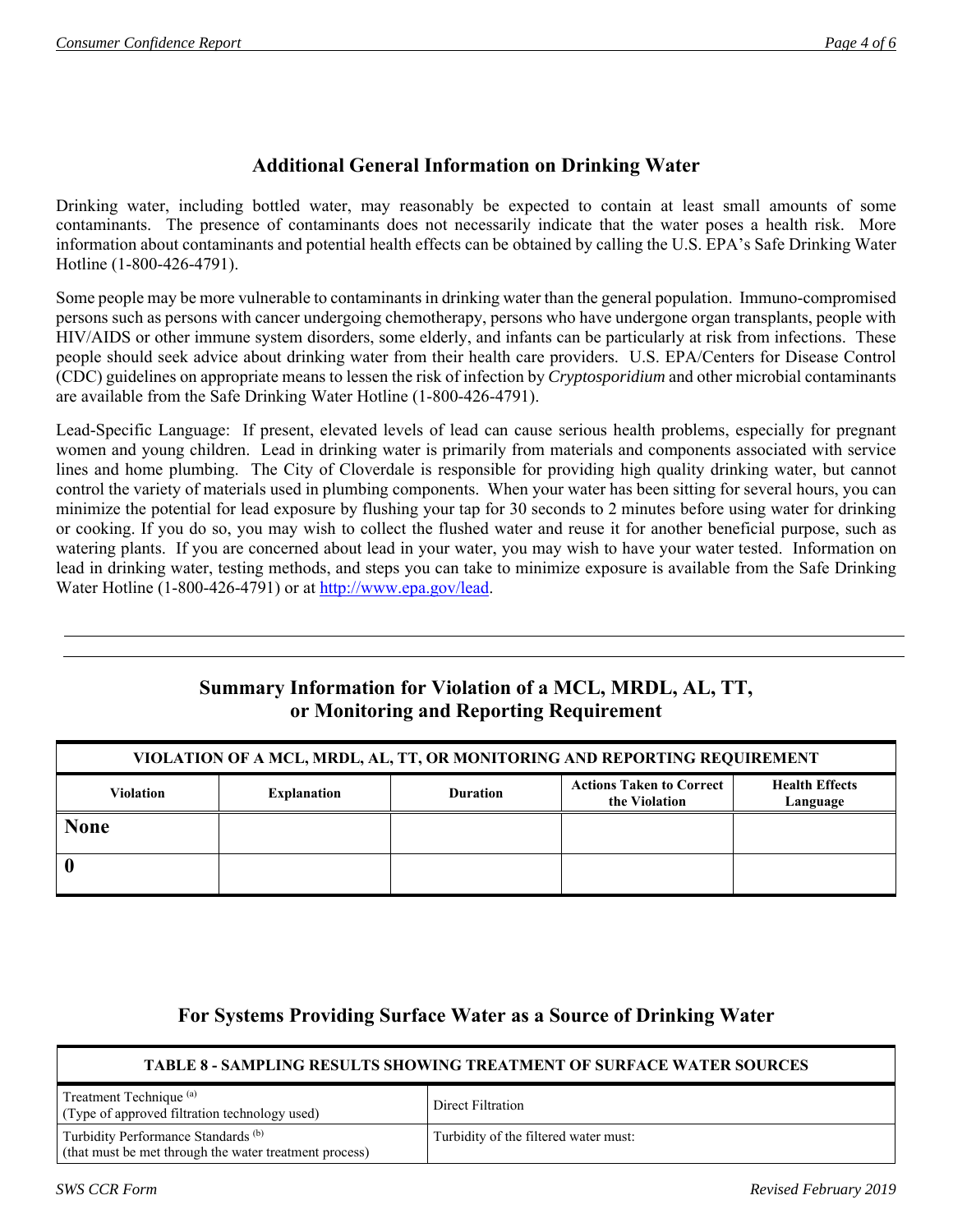## Additional General Information on Drinking Water

Drinking water, including bottled water, may reasonably be expected to contain at least small amounts of some contaminants. The presence of contaminants does not necessarily indicate that the water poses a health risk. More information about contaminants and potential health effects can be obtained by calling the U.S. EPA's Safe Drinking Water Hotline (1-800-426-4791).

Some people may be more vulnerable to contaminants in drinking water than the general population. Immuno-compromised persons such as persons with cancer undergoing chemotherapy, persons who have undergone organ transplants, people with HIV/AIDS or other immune system disorders, some elderly, and infants can be particularly at risk from infections. These people should seek advice about drinking water from their health care providers. U.S. EPA/Centers for Disease Control (CDC) guidelines on appropriate means to lessen the risk of infection by *Cryptosporidium* and other microbial contaminants are available from the Safe Drinking Water Hotline (1-800-426-4791).

Lead-Specific Language: If present, elevated levels of lead can cause serious health problems, especially for pregnant women and young children. Lead in drinking water is primarily from materials and components associated with service lines and home plumbing. The City of Cloverdale is responsible for providing high quality drinking water, but cannot control the variety of materials used in plumbing components. When your water has been sitting for several hours, you can minimize the potential for lead exposure by flushing your tap for 30 seconds to 2 minutes before using water for drinking or cooking. If you do so, you may wish to collect the flushed water and reuse it for another beneficial purpose, such as watering plants. If you are concerned about lead in your water, you may wish to have your water tested. Information on lead in drinking water, testing methods, and steps you can take to minimize exposure is available from the Safe Drinking Water Hotline (1-800-426-4791) or at http://www.epa.gov/lead.

---

## Summary Information for Violation of a MCL, MRDL, AL, TT, or Monitoring and Reporting Requirement

| VIOLATION OF A MCL, MRDL, AL, TT, OR MONITORING AND REPORTING REQUIREMENT | | | | |
|---|---|---|---|---|
| **Violation** | **Explanation** | **Duration** | **Actions Taken to Correct the Violation** | **Health Effects Language** |
| **None** | | | | |
| **0** | | | | |

## For Systems Providing Surface Water as a Source of Drinking Water

| TABLE 8 - SAMPLING RESULTS SHOWING TREATMENT OF SURFACE WATER SOURCES | |
|---|---|
| Treatment Technique [(a)] (Type of approved filtration technology used) | Direct Filtration |
| Turbidity Performance Standards [(b)] (that must be met through the water treatment process) | Turbidity of the filtered water must: |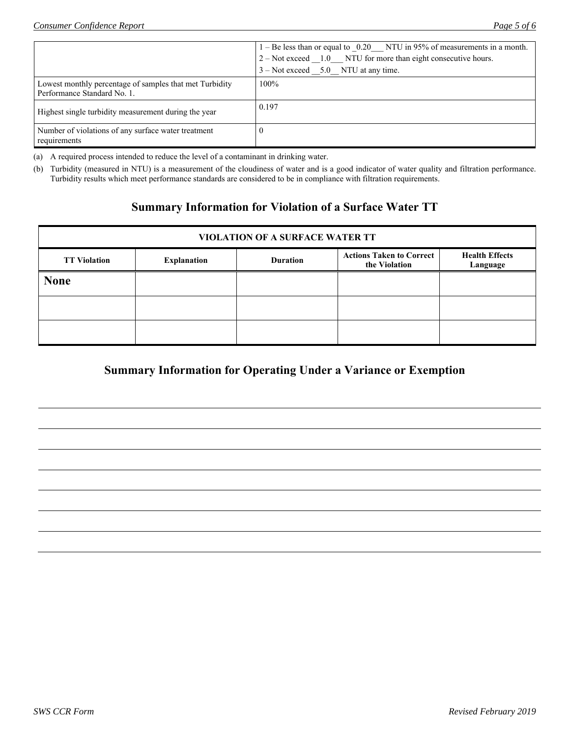| | |
|---|---|
| | 1 – Be less than or equal to _0.20___ NTU in 95% of measurements in a month.<br>2 – Not exceed __1.0___ NTU for more than eight consecutive hours.<br>3 – Not exceed __5.0__ NTU at any time. |
| Lowest monthly percentage of samples that met Turbidity Performance Standard No. 1. | 100% |
| Highest single turbidity measurement during the year | 0.197 |
| Number of violations of any surface water treatment requirements | 0 |

(a) A required process intended to reduce the level of a contaminant in drinking water.

(b) Turbidity (measured in NTU) is a measurement of the cloudiness of water and is a good indicator of water quality and filtration performance. Turbidity results which meet performance standards are considered to be in compliance with filtration requirements.

## Summary Information for Violation of a Surface Water TT

| VIOLATION OF A SURFACE WATER TT | | | | |
|---|---|---|---|---|
| **TT Violation** | **Explanation** | **Duration** | **Actions Taken to Correct the Violation** | **Health Effects Language** |
| **None** | | | | |
| | | | | |
| | | | | |

## Summary Information for Operating Under a Variance or Exemption